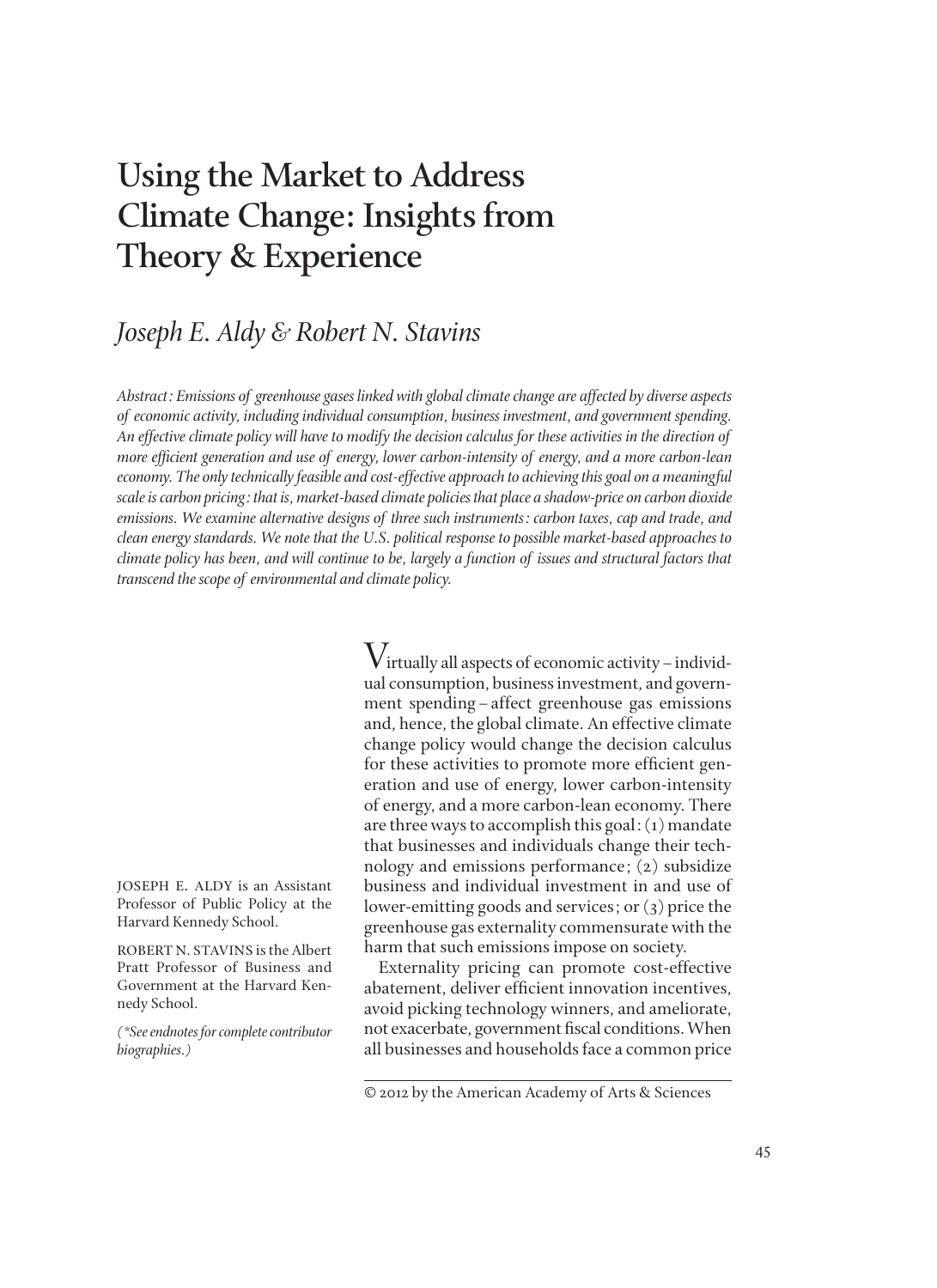# Using the Market to Address Climate Change: Insights from Theory & Experience

## *Joseph E. Aldy & Robert N. Stavins*

*Abstract: Emissions of greenhouse gases linked with global climate change are affected by diverse aspects of economic activity, including individual consumption, business investment, and government spending. An effective climate policy will have to modify the decision calculus for these activities in the direction of more efficient generation and use of energy, lower carbon-intensity of energy, and a more carbon-lean economy. The only technically feasible and cost-effective approach to achieving this goal on a meaningful scale is carbon pricing: that is, market-based climate policies that place a shadow-price on carbon dioxide emissions. We examine alternative designs of three such instruments: carbon taxes, cap and trade, and clean energy standards. We note that the U.S. political response to possible market-based approaches to climate policy has been, and will continue to be, largely a function of issues and structural factors that transcend the scope of environmental and climate policy.*

Virtually all aspects of economic activity – individual consumption, business investment, and government spending – affect greenhouse gas emissions and, hence, the global climate. An effective climate change policy would change the decision calculus for these activities to promote more efficient generation and use of energy, lower carbon-intensity of energy, and a more carbon-lean economy. There are three ways to accomplish this goal: (1) mandate that businesses and individuals change their technology and emissions performance; (2) subsidize business and individual investment in and use of lower-emitting goods and services; or (3) price the greenhouse gas externality commensurate with the harm that such emissions impose on society.

Externality pricing can promote cost-effective abatement, deliver efficient innovation incentives, avoid picking technology winners, and ameliorate, not exacerbate, government fiscal conditions. When all businesses and households face a common price

JOSEPH E. ALDY is an Assistant Professor of Public Policy at the Harvard Kennedy School.

ROBERT N. STAVINS is the Albert Pratt Professor of Business and Government at the Harvard Kennedy School.

*(\*See endnotes for complete contributor biographies.)*

© 2012 by the American Academy of Arts & Sciences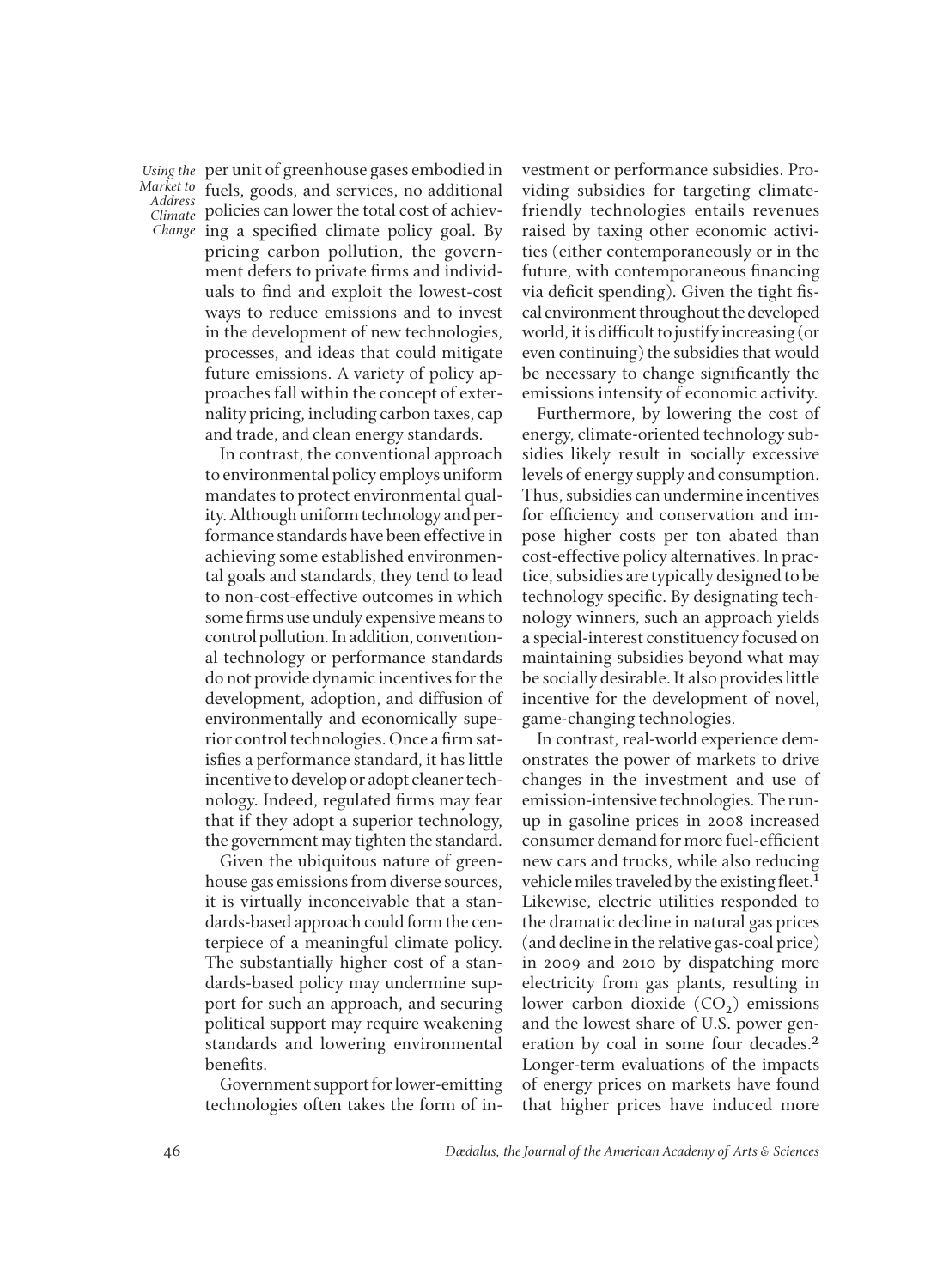per unit of greenhouse gases embodied in fuels, goods, and services, no additional policies can lower the total cost of achieving a specified climate policy goal. By pricing carbon pollution, the government defers to private firms and individuals to find and exploit the lowest-cost ways to reduce emissions and to invest in the development of new technologies, processes, and ideas that could mitigate future emissions. A variety of policy approaches fall within the concept of externality pricing, including carbon taxes, cap and trade, and clean energy standards.

In contrast, the conventional approach to environmental policy employs uniform mandates to protect environmental quality. Although uniform technology and performance standards have been effective in achieving some established environmental goals and standards, they tend to lead to non-cost-effective outcomes in which some firms use unduly expensive means to control pollution. In addition, conventional technology or performance standards do not provide dynamic incentives for the development, adoption, and diffusion of environmentally and economically superior control technologies. Once a firm satisfies a performance standard, it has little incentive to develop or adopt cleaner technology. Indeed, regulated firms may fear that if they adopt a superior technology, the government may tighten the standard.

Given the ubiquitous nature of greenhouse gas emissions from diverse sources, it is virtually inconceivable that a standards-based approach could form the centerpiece of a meaningful climate policy. The substantially higher cost of a standards-based policy may undermine support for such an approach, and securing political support may require weakening standards and lowering environmental benefits.

Government support for lower-emitting technologies often takes the form of investment or performance subsidies. Providing subsidies for targeting climate-friendly technologies entails revenues raised by taxing other economic activities (either contemporaneously or in the future, with contemporaneous financing via deficit spending). Given the tight fiscal environment throughout the developed world, it is difficult to justify increasing (or even continuing) the subsidies that would be necessary to change significantly the emissions intensity of economic activity.

Furthermore, by lowering the cost of energy, climate-oriented technology subsidies likely result in socially excessive levels of energy supply and consumption. Thus, subsidies can undermine incentives for efficiency and conservation and impose higher costs per ton abated than cost-effective policy alternatives. In practice, subsidies are typically designed to be technology specific. By designating technology winners, such an approach yields a special-interest constituency focused on maintaining subsidies beyond what may be socially desirable. It also provides little incentive for the development of novel, game-changing technologies.

In contrast, real-world experience demonstrates the power of markets to drive changes in the investment and use of emission-intensive technologies. The run-up in gasoline prices in 2008 increased consumer demand for more fuel-efficient new cars and trucks, while also reducing vehicle miles traveled by the existing fleet.[1] Likewise, electric utilities responded to the dramatic decline in natural gas prices (and decline in the relative gas-coal price) in 2009 and 2010 by dispatching more electricity from gas plants, resulting in lower carbon dioxide ($CO_2$) emissions and the lowest share of U.S. power generation by coal in some four decades.[2] Longer-term evaluations of the impacts of energy prices on markets have found that higher prices have induced more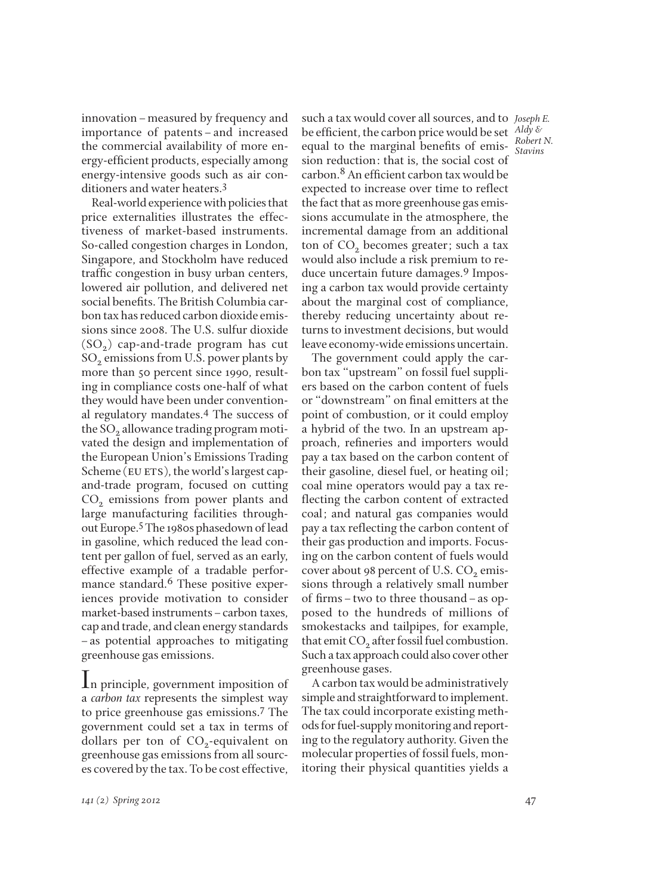innovation – measured by frequency and importance of patents – and increased the commercial availability of more energy-efficient products, especially among energy-intensive goods such as air conditioners and water heaters.[3]

Real-world experience with policies that price externalities illustrates the effectiveness of market-based instruments. So-called congestion charges in London, Singapore, and Stockholm have reduced traffic congestion in busy urban centers, lowered air pollution, and delivered net social benefits. The British Columbia carbon tax has reduced carbon dioxide emissions since 2008. The U.S. sulfur dioxide ($SO_2$) cap-and-trade program has cut $SO_2$ emissions from U.S. power plants by more than 50 percent since 1990, resulting in compliance costs one-half of what they would have been under conventional regulatory mandates.[4] The success of the $SO_2$ allowance trading program motivated the design and implementation of the European Union's Emissions Trading Scheme (EU ETS), the world's largest cap-and-trade program, focused on cutting $CO_2$ emissions from power plants and large manufacturing facilities throughout Europe.[5] The 1980s phasedown of lead in gasoline, which reduced the lead content per gallon of fuel, served as an early, effective example of a tradable performance standard.[6] These positive experiences provide motivation to consider market-based instruments – carbon taxes, cap and trade, and clean energy standards – as potential approaches to mitigating greenhouse gas emissions.

In principle, government imposition of a *carbon tax* represents the simplest way to price greenhouse gas emissions.[7] The government could set a tax in terms of dollars per ton of $CO_2$-equivalent on greenhouse gas emissions from all sources covered by the tax. To be cost effective, such a tax would cover all sources, and to be efficient, the carbon price would be set equal to the marginal benefits of emission reduction: that is, the social cost of carbon.[8] An efficient carbon tax would be expected to increase over time to reflect the fact that as more greenhouse gas emissions accumulate in the atmosphere, the incremental damage from an additional ton of $CO_2$ becomes greater; such a tax would also include a risk premium to reduce uncertain future damages.[9] Imposing a carbon tax would provide certainty about the marginal cost of compliance, thereby reducing uncertainty about returns to investment decisions, but would leave economy-wide emissions uncertain.

The government could apply the carbon tax "upstream" on fossil fuel suppliers based on the carbon content of fuels or "downstream" on final emitters at the point of combustion, or it could employ a hybrid of the two. In an upstream approach, refineries and importers would pay a tax based on the carbon content of their gasoline, diesel fuel, or heating oil; coal mine operators would pay a tax reflecting the carbon content of extracted coal; and natural gas companies would pay a tax reflecting the carbon content of their gas production and imports. Focusing on the carbon content of fuels would cover about 98 percent of U.S. $CO_2$ emissions through a relatively small number of firms – two to three thousand – as opposed to the hundreds of millions of smokestacks and tailpipes, for example, that emit $CO_2$ after fossil fuel combustion. Such a tax approach could also cover other greenhouse gases.

A carbon tax would be administratively simple and straightforward to implement. The tax could incorporate existing methods for fuel-supply monitoring and reporting to the regulatory authority. Given the molecular properties of fossil fuels, monitoring their physical quantities yields a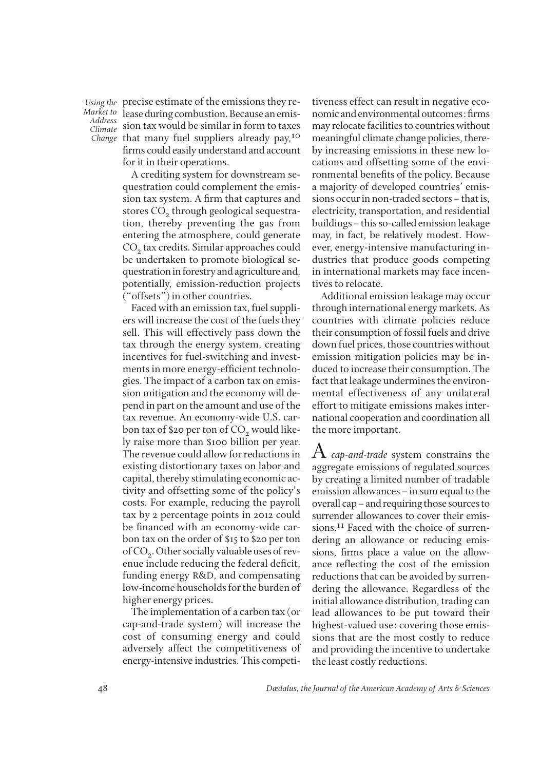precise estimate of the emissions they release during combustion. Because an emission tax would be similar in form to taxes that many fuel suppliers already pay,[10] firms could easily understand and account for it in their operations.

A crediting system for downstream sequestration could complement the emission tax system. A firm that captures and stores $CO_2$ through geological sequestration, thereby preventing the gas from entering the atmosphere, could generate $CO_2$ tax credits. Similar approaches could be undertaken to promote biological sequestration in forestry and agriculture and, potentially, emission-reduction projects ("offsets") in other countries.

Faced with an emission tax, fuel suppliers will increase the cost of the fuels they sell. This will effectively pass down the tax through the energy system, creating incentives for fuel-switching and investments in more energy-efficient technologies. The impact of a carbon tax on emission mitigation and the economy will depend in part on the amount and use of the tax revenue. An economy-wide U.S. carbon tax of $20 per ton of $CO_2$ would likely raise more than $100 billion per year. The revenue could allow for reductions in existing distortionary taxes on labor and capital, thereby stimulating economic activity and offsetting some of the policy's costs. For example, reducing the payroll tax by 2 percentage points in 2012 could be financed with an economy-wide carbon tax on the order of $15 to $20 per ton of $CO_2$. Other socially valuable uses of revenue include reducing the federal deficit, funding energy R&D, and compensating low-income households for the burden of higher energy prices.

The implementation of a carbon tax (or cap-and-trade system) will increase the cost of consuming energy and could adversely affect the competitiveness of energy-intensive industries. This competitiveness effect can result in negative economic and environmental outcomes: firms may relocate facilities to countries without meaningful climate change policies, thereby increasing emissions in these new locations and offsetting some of the environmental benefits of the policy. Because a majority of developed countries' emissions occur in non-traded sectors – that is, electricity, transportation, and residential buildings – this so-called emission leakage may, in fact, be relatively modest. However, energy-intensive manufacturing industries that produce goods competing in international markets may face incentives to relocate.

Additional emission leakage may occur through international energy markets. As countries with climate policies reduce their consumption of fossil fuels and drive down fuel prices, those countries without emission mitigation policies may be induced to increase their consumption. The fact that leakage undermines the environmental effectiveness of any unilateral effort to mitigate emissions makes international cooperation and coordination all the more important.

A *cap-and-trade* system constrains the aggregate emissions of regulated sources by creating a limited number of tradable emission allowances – in sum equal to the overall cap – and requiring those sources to surrender allowances to cover their emissions.[11] Faced with the choice of surrendering an allowance or reducing emissions, firms place a value on the allowance reflecting the cost of the emission reductions that can be avoided by surrendering the allowance. Regardless of the initial allowance distribution, trading can lead allowances to be put toward their highest-valued use: covering those emissions that are the most costly to reduce and providing the incentive to undertake the least costly reductions.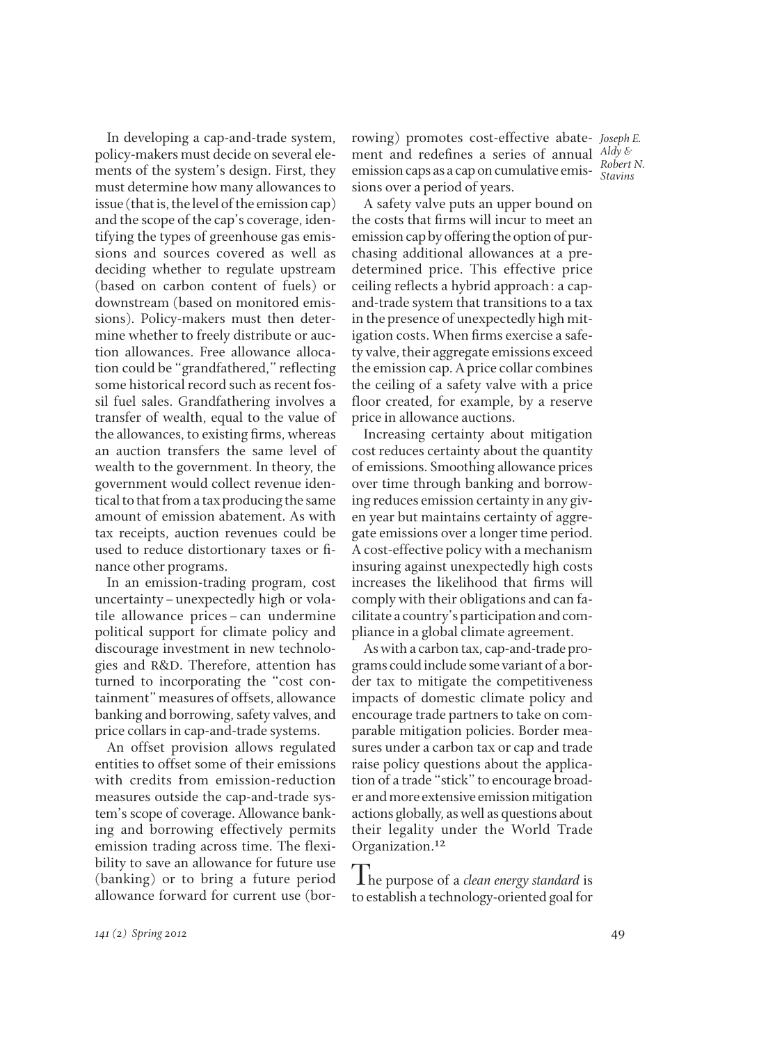In developing a cap-and-trade system, policy-makers must decide on several elements of the system's design. First, they must determine how many allowances to issue (that is, the level of the emission cap) and the scope of the cap's coverage, identifying the types of greenhouse gas emissions and sources covered as well as deciding whether to regulate upstream (based on carbon content of fuels) or downstream (based on monitored emissions). Policy-makers must then determine whether to freely distribute or auction allowances. Free allowance allocation could be "grandfathered," reflecting some historical record such as recent fossil fuel sales. Grandfathering involves a transfer of wealth, equal to the value of the allowances, to existing firms, whereas an auction transfers the same level of wealth to the government. In theory, the government would collect revenue identical to that from a tax producing the same amount of emission abatement. As with tax receipts, auction revenues could be used to reduce distortionary taxes or finance other programs.

In an emission-trading program, cost uncertainty – unexpectedly high or volatile allowance prices – can undermine political support for climate policy and discourage investment in new technologies and R&D. Therefore, attention has turned to incorporating the "cost containment" measures of offsets, allowance banking and borrowing, safety valves, and price collars in cap-and-trade systems.

An offset provision allows regulated entities to offset some of their emissions with credits from emission-reduction measures outside the cap-and-trade system's scope of coverage. Allowance banking and borrowing effectively permits emission trading across time. The flexibility to save an allowance for future use (banking) or to bring a future period allowance forward for current use (borrowing) promotes cost-effective abatement and redefines a series of annual emission caps as a cap on cumulative emissions over a period of years.

A safety valve puts an upper bound on the costs that firms will incur to meet an emission cap by offering the option of purchasing additional allowances at a predetermined price. This effective price ceiling reflects a hybrid approach: a cap-and-trade system that transitions to a tax in the presence of unexpectedly high mitigation costs. When firms exercise a safety valve, their aggregate emissions exceed the emission cap. A price collar combines the ceiling of a safety valve with a price floor created, for example, by a reserve price in allowance auctions.

Increasing certainty about mitigation cost reduces certainty about the quantity of emissions. Smoothing allowance prices over time through banking and borrowing reduces emission certainty in any given year but maintains certainty of aggregate emissions over a longer time period. A cost-effective policy with a mechanism insuring against unexpectedly high costs increases the likelihood that firms will comply with their obligations and can facilitate a country's participation and compliance in a global climate agreement.

As with a carbon tax, cap-and-trade programs could include some variant of a border tax to mitigate the competitiveness impacts of domestic climate policy and encourage trade partners to take on comparable mitigation policies. Border measures under a carbon tax or cap and trade raise policy questions about the application of a trade "stick" to encourage broader and more extensive emission mitigation actions globally, as well as questions about their legality under the World Trade Organization.[12]

The purpose of a *clean energy standard* is to establish a technology-oriented goal for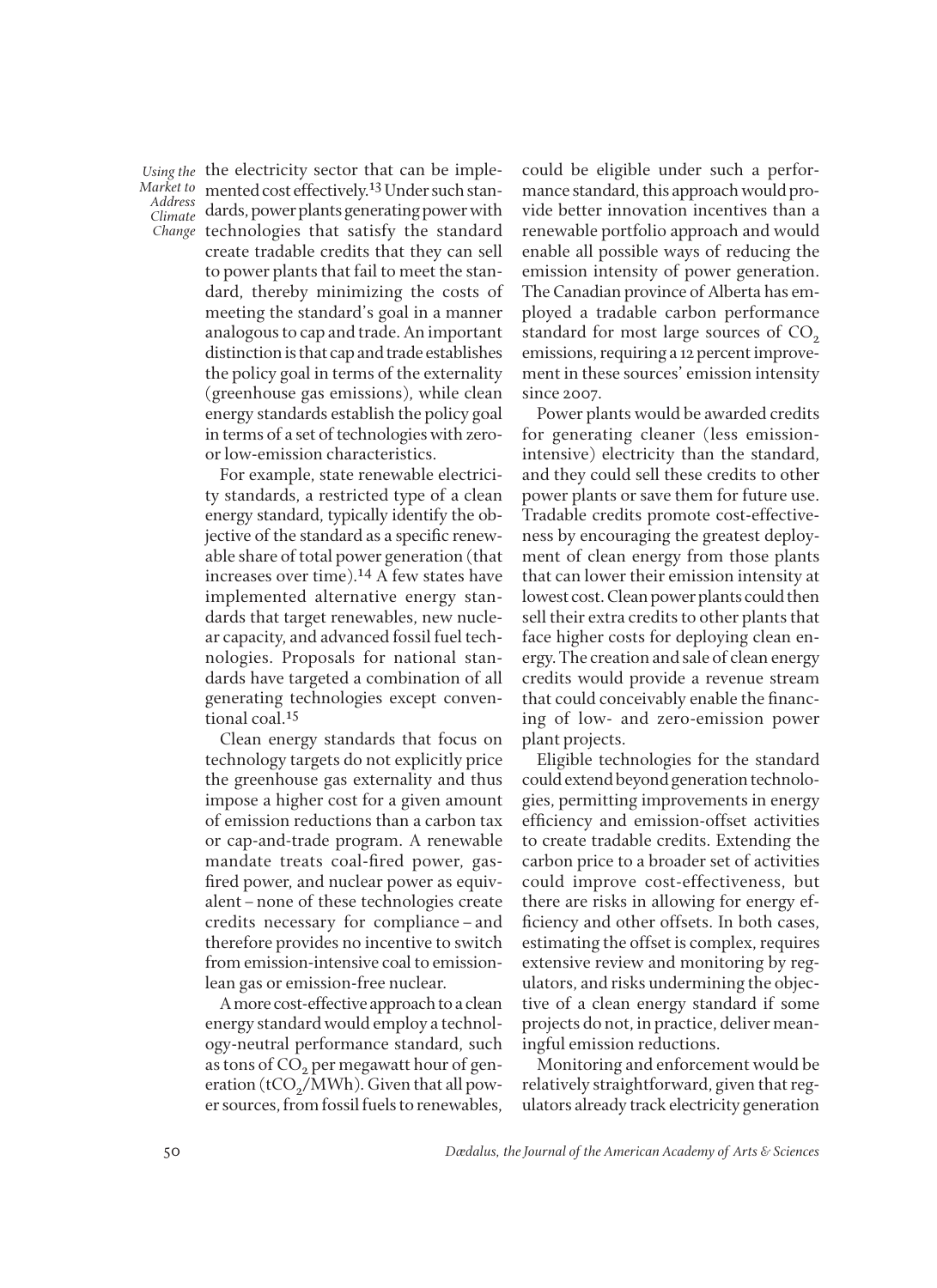the electricity sector that can be implemented cost effectively.[13] Under such standards, power plants generating power with technologies that satisfy the standard create tradable credits that they can sell to power plants that fail to meet the standard, thereby minimizing the costs of meeting the standard's goal in a manner analogous to cap and trade. An important distinction is that cap and trade establishes the policy goal in terms of the externality (greenhouse gas emissions), while clean energy standards establish the policy goal in terms of a set of technologies with zero- or low-emission characteristics.

For example, state renewable electricity standards, a restricted type of a clean energy standard, typically identify the objective of the standard as a specific renewable share of total power generation (that increases over time).[14] A few states have implemented alternative energy standards that target renewables, new nuclear capacity, and advanced fossil fuel technologies. Proposals for national standards have targeted a combination of all generating technologies except conventional coal.[15]

Clean energy standards that focus on technology targets do not explicitly price the greenhouse gas externality and thus impose a higher cost for a given amount of emission reductions than a carbon tax or cap-and-trade program. A renewable mandate treats coal-fired power, gas-fired power, and nuclear power as equivalent – none of these technologies create credits necessary for compliance – and therefore provides no incentive to switch from emission-intensive coal to emission-lean gas or emission-free nuclear.

A more cost-effective approach to a clean energy standard would employ a technology-neutral performance standard, such as tons of $CO_2$ per megawatt hour of generation ($tCO_2$/MWh). Given that all power sources, from fossil fuels to renewables, could be eligible under such a performance standard, this approach would provide better innovation incentives than a renewable portfolio approach and would enable all possible ways of reducing the emission intensity of power generation. The Canadian province of Alberta has employed a tradable carbon performance standard for most large sources of $CO_2$ emissions, requiring a 12 percent improvement in these sources' emission intensity since 2007.

Power plants would be awarded credits for generating cleaner (less emission-intensive) electricity than the standard, and they could sell these credits to other power plants or save them for future use. Tradable credits promote cost-effectiveness by encouraging the greatest deployment of clean energy from those plants that can lower their emission intensity at lowest cost. Clean power plants could then sell their extra credits to other plants that face higher costs for deploying clean energy. The creation and sale of clean energy credits would provide a revenue stream that could conceivably enable the financing of low- and zero-emission power plant projects.

Eligible technologies for the standard could extend beyond generation technologies, permitting improvements in energy efficiency and emission-offset activities to create tradable credits. Extending the carbon price to a broader set of activities could improve cost-effectiveness, but there are risks in allowing for energy efficiency and other offsets. In both cases, estimating the offset is complex, requires extensive review and monitoring by regulators, and risks undermining the objective of a clean energy standard if some projects do not, in practice, deliver meaningful emission reductions.

Monitoring and enforcement would be relatively straightforward, given that regulators already track electricity generation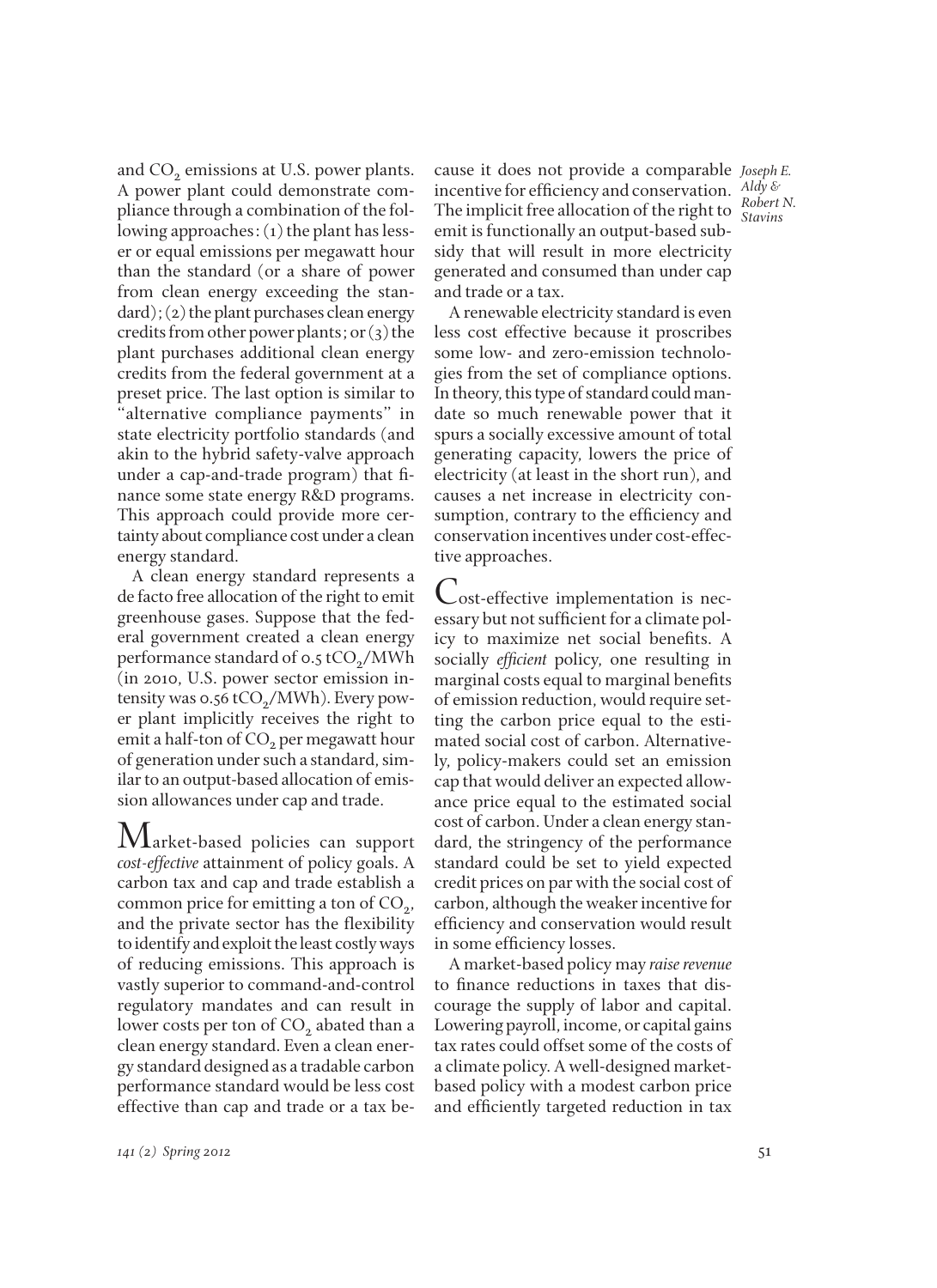and $CO_2$ emissions at U.S. power plants. A power plant could demonstrate compliance through a combination of the following approaches: (1) the plant has lesser or equal emissions per megawatt hour than the standard (or a share of power from clean energy exceeding the standard); (2) the plant purchases clean energy credits from other power plants; or (3) the plant purchases additional clean energy credits from the federal government at a preset price. The last option is similar to "alternative compliance payments" in state electricity portfolio standards (and akin to the hybrid safety-valve approach under a cap-and-trade program) that finance some state energy R&D programs. This approach could provide more certainty about compliance cost under a clean energy standard.

A clean energy standard represents a de facto free allocation of the right to emit greenhouse gases. Suppose that the federal government created a clean energy performance standard of 0.5 $tCO_2$/MWh (in 2010, U.S. power sector emission intensity was 0.56 $tCO_2$/MWh). Every power plant implicitly receives the right to emit a half-ton of $CO_2$ per megawatt hour of generation under such a standard, similar to an output-based allocation of emission allowances under cap and trade.

Market-based policies can support *cost-effective* attainment of policy goals. A carbon tax and cap and trade establish a common price for emitting a ton of $CO_2$, and the private sector has the flexibility to identify and exploit the least costly ways of reducing emissions. This approach is vastly superior to command-and-control regulatory mandates and can result in lower costs per ton of $CO_2$ abated than a clean energy standard. Even a clean energy standard designed as a tradable carbon performance standard would be less cost effective than cap and trade or a tax because it does not provide a comparable incentive for efficiency and conservation. The implicit free allocation of the right to emit is functionally an output-based subsidy that will result in more electricity generated and consumed than under cap and trade or a tax.

A renewable electricity standard is even less cost effective because it proscribes some low- and zero-emission technologies from the set of compliance options. In theory, this type of standard could mandate so much renewable power that it spurs a socially excessive amount of total generating capacity, lowers the price of electricity (at least in the short run), and causes a net increase in electricity consumption, contrary to the efficiency and conservation incentives under cost-effective approaches.

Cost-effective implementation is necessary but not sufficient for a climate policy to maximize net social benefits. A socially *efficient* policy, one resulting in marginal costs equal to marginal benefits of emission reduction, would require setting the carbon price equal to the estimated social cost of carbon. Alternatively, policy-makers could set an emission cap that would deliver an expected allowance price equal to the estimated social cost of carbon. Under a clean energy standard, the stringency of the performance standard could be set to yield expected credit prices on par with the social cost of carbon, although the weaker incentive for efficiency and conservation would result in some efficiency losses.

A market-based policy may *raise revenue* to finance reductions in taxes that discourage the supply of labor and capital. Lowering payroll, income, or capital gains tax rates could offset some of the costs of a climate policy. A well-designed market-based policy with a modest carbon price and efficiently targeted reduction in tax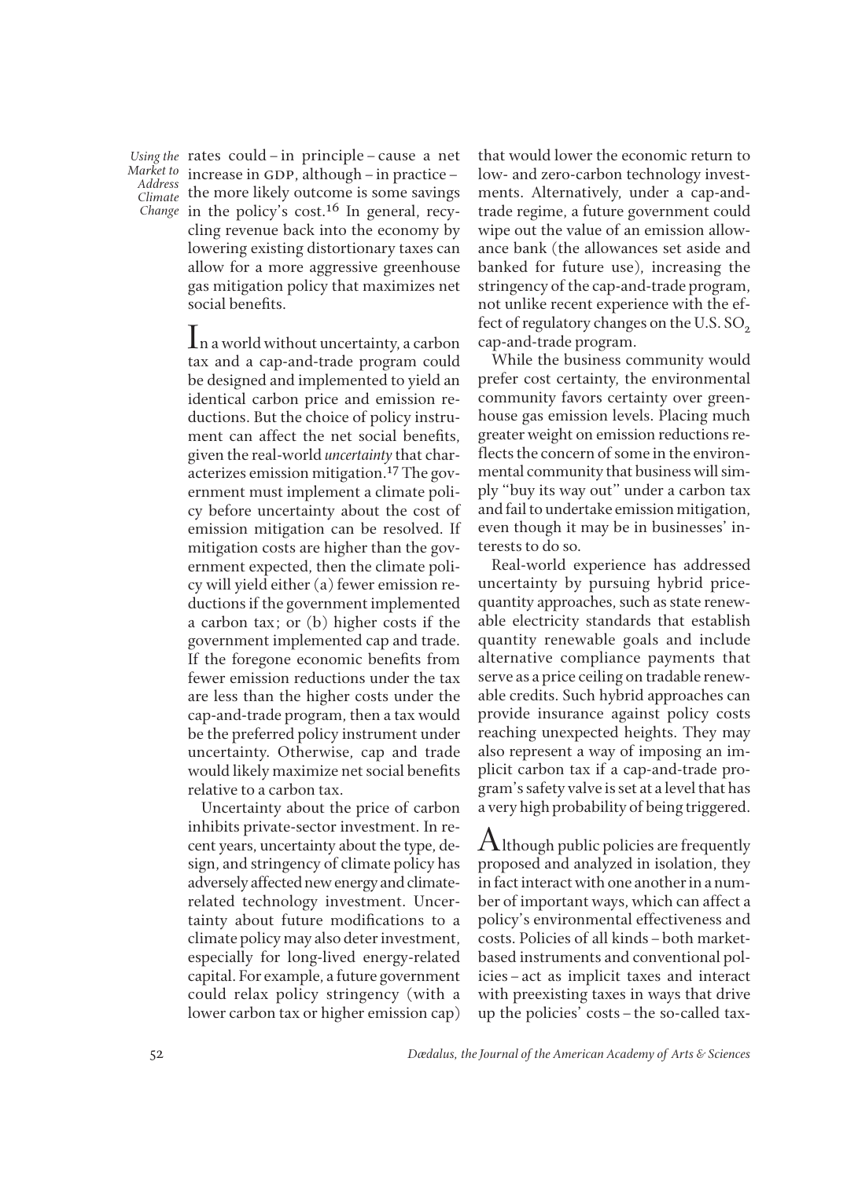rates could – in principle – cause a net increase in GDP, although – in practice – the more likely outcome is some savings in the policy's cost.[16] In general, recycling revenue back into the economy by lowering existing distortionary taxes can allow for a more aggressive greenhouse gas mitigation policy that maximizes net social benefits.

In a world without uncertainty, a carbon tax and a cap-and-trade program could be designed and implemented to yield an identical carbon price and emission reductions. But the choice of policy instrument can affect the net social benefits, given the real-world *uncertainty* that characterizes emission mitigation.[17] The government must implement a climate policy before uncertainty about the cost of emission mitigation can be resolved. If mitigation costs are higher than the government expected, then the climate policy will yield either (a) fewer emission reductions if the government implemented a carbon tax; or (b) higher costs if the government implemented cap and trade. If the foregone economic benefits from fewer emission reductions under the tax are less than the higher costs under the cap-and-trade program, then a tax would be the preferred policy instrument under uncertainty. Otherwise, cap and trade would likely maximize net social benefits relative to a carbon tax.

Uncertainty about the price of carbon inhibits private-sector investment. In recent years, uncertainty about the type, design, and stringency of climate policy has adversely affected new energy and climate-related technology investment. Uncertainty about future modifications to a climate policy may also deter investment, especially for long-lived energy-related capital. For example, a future government could relax policy stringency (with a lower carbon tax or higher emission cap) that would lower the economic return to low- and zero-carbon technology investments. Alternatively, under a cap-and-trade regime, a future government could wipe out the value of an emission allowance bank (the allowances set aside and banked for future use), increasing the stringency of the cap-and-trade program, not unlike recent experience with the effect of regulatory changes on the U.S. $SO_2$ cap-and-trade program.

While the business community would prefer cost certainty, the environmental community favors certainty over greenhouse gas emission levels. Placing much greater weight on emission reductions reflects the concern of some in the environmental community that business will simply "buy its way out" under a carbon tax and fail to undertake emission mitigation, even though it may be in businesses' interests to do so.

Real-world experience has addressed uncertainty by pursuing hybrid price-quantity approaches, such as state renewable electricity standards that establish quantity renewable goals and include alternative compliance payments that serve as a price ceiling on tradable renewable credits. Such hybrid approaches can provide insurance against policy costs reaching unexpected heights. They may also represent a way of imposing an implicit carbon tax if a cap-and-trade program's safety valve is set at a level that has a very high probability of being triggered.

Although public policies are frequently proposed and analyzed in isolation, they in fact interact with one another in a number of important ways, which can affect a policy's environmental effectiveness and costs. Policies of all kinds – both market-based instruments and conventional policies – act as implicit taxes and interact with preexisting taxes in ways that drive up the policies' costs – the so-called tax-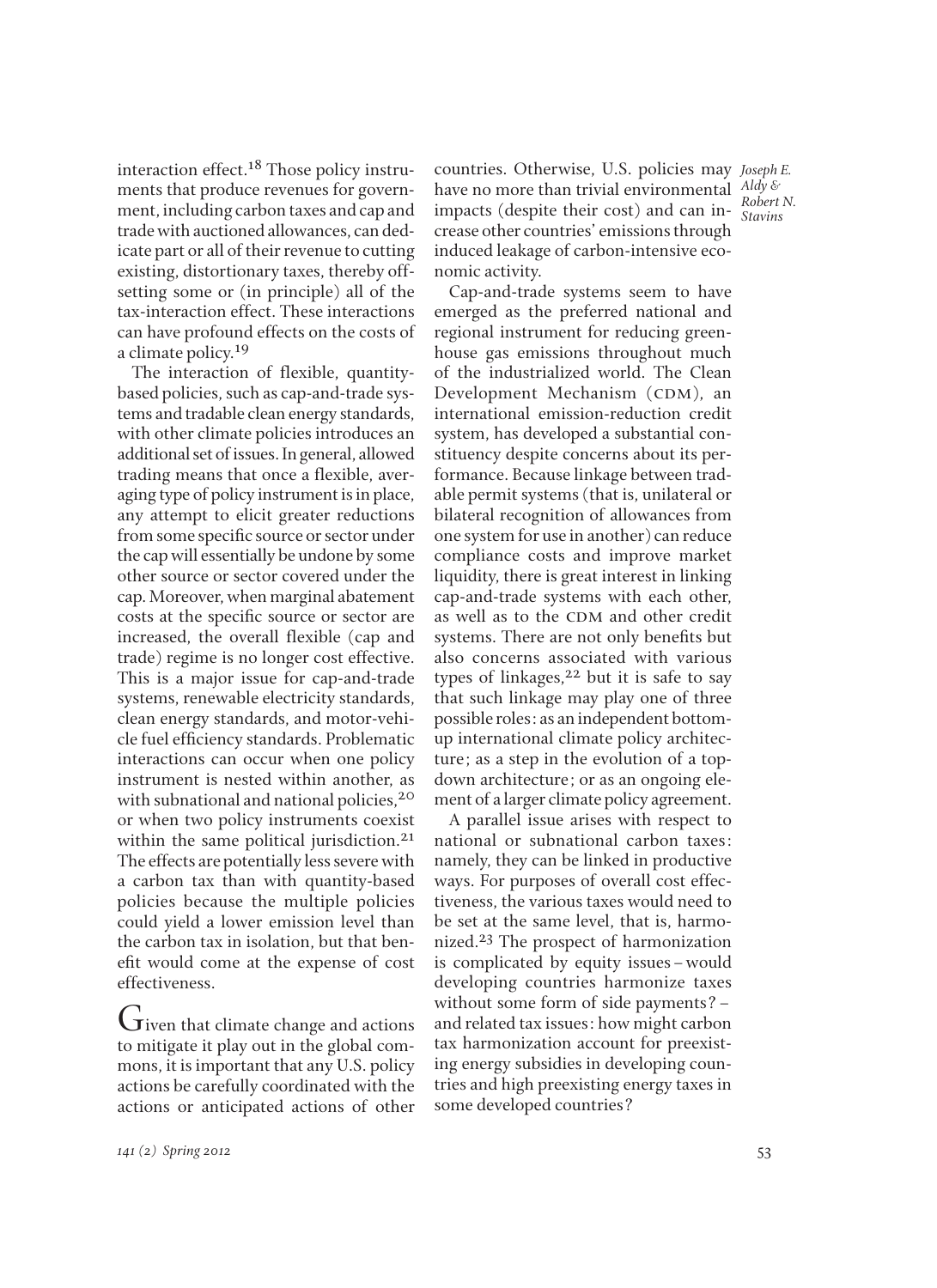interaction effect.[18] Those policy instruments that produce revenues for government, including carbon taxes and cap and trade with auctioned allowances, can dedicate part or all of their revenue to cutting existing, distortionary taxes, thereby offsetting some or (in principle) all of the tax-interaction effect. These interactions can have profound effects on the costs of a climate policy.[19]

The interaction of flexible, quantity-based policies, such as cap-and-trade systems and tradable clean energy standards, with other climate policies introduces an additional set of issues. In general, allowed trading means that once a flexible, averaging type of policy instrument is in place, any attempt to elicit greater reductions from some specific source or sector under the cap will essentially be undone by some other source or sector covered under the cap. Moreover, when marginal abatement costs at the specific source or sector are increased, the overall flexible (cap and trade) regime is no longer cost effective. This is a major issue for cap-and-trade systems, renewable electricity standards, clean energy standards, and motor-vehicle fuel efficiency standards. Problematic interactions can occur when one policy instrument is nested within another, as with subnational and national policies,[20] or when two policy instruments coexist within the same political jurisdiction.[21] The effects are potentially less severe with a carbon tax than with quantity-based policies because the multiple policies could yield a lower emission level than the carbon tax in isolation, but that benefit would come at the expense of cost effectiveness.

Given that climate change and actions to mitigate it play out in the global commons, it is important that any U.S. policy actions be carefully coordinated with the actions or anticipated actions of other countries. Otherwise, U.S. policies may have no more than trivial environmental impacts (despite their cost) and can increase other countries' emissions through induced leakage of carbon-intensive economic activity.

Cap-and-trade systems seem to have emerged as the preferred national and regional instrument for reducing greenhouse gas emissions throughout much of the industrialized world. The Clean Development Mechanism (CDM), an international emission-reduction credit system, has developed a substantial constituency despite concerns about its performance. Because linkage between tradable permit systems (that is, unilateral or bilateral recognition of allowances from one system for use in another) can reduce compliance costs and improve market liquidity, there is great interest in linking cap-and-trade systems with each other, as well as to the CDM and other credit systems. There are not only benefits but also concerns associated with various types of linkages,[22] but it is safe to say that such linkage may play one of three possible roles: as an independent bottom-up international climate policy architecture; as a step in the evolution of a top-down architecture; or as an ongoing element of a larger climate policy agreement.

A parallel issue arises with respect to national or subnational carbon taxes: namely, they can be linked in productive ways. For purposes of overall cost effectiveness, the various taxes would need to be set at the same level, that is, harmonized.[23] The prospect of harmonization is complicated by equity issues – would developing countries harmonize taxes without some form of side payments? – and related tax issues: how might carbon tax harmonization account for preexisting energy subsidies in developing countries and high preexisting energy taxes in some developed countries?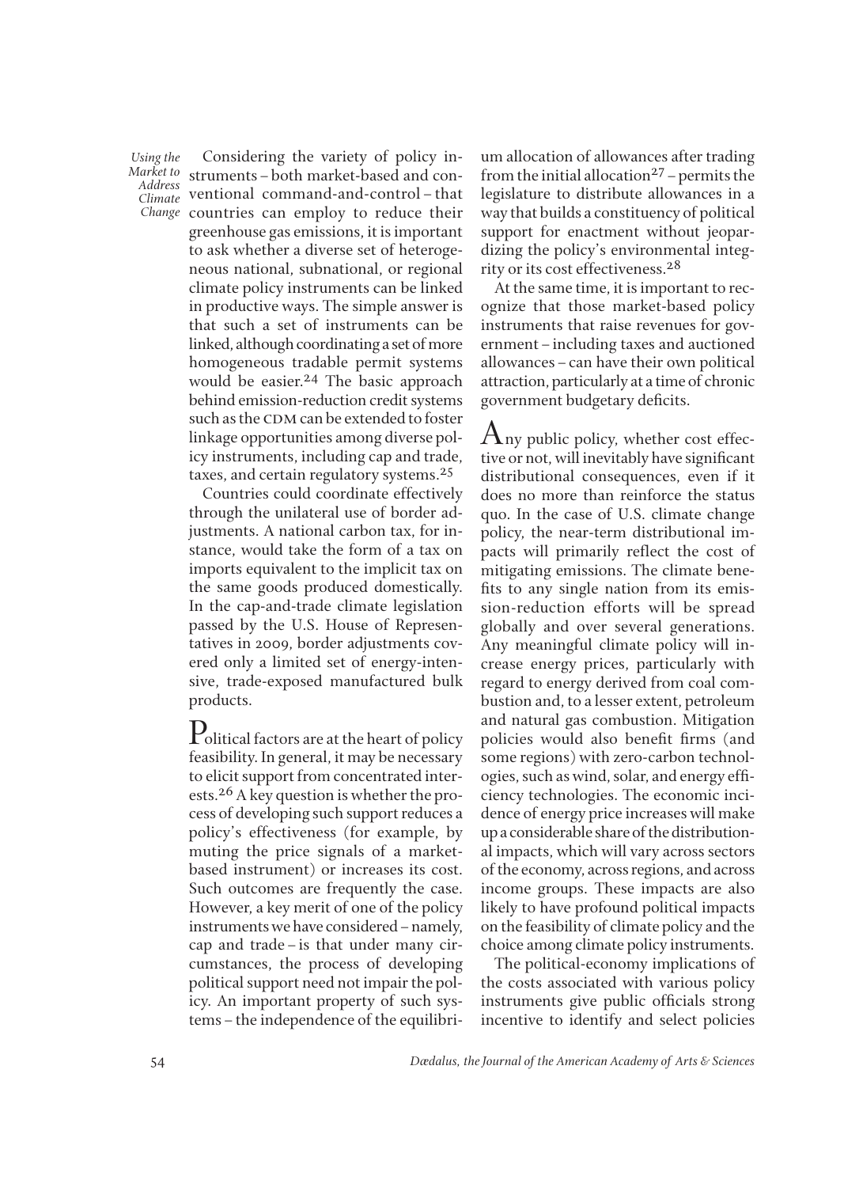Considering the variety of policy instruments – both market-based and conventional command-and-control – that countries can employ to reduce their greenhouse gas emissions, it is important to ask whether a diverse set of heterogeneous national, subnational, or regional climate policy instruments can be linked in productive ways. The simple answer is that such a set of instruments can be linked, although coordinating a set of more homogeneous tradable permit systems would be easier.[24] The basic approach behind emission-reduction credit systems such as the CDM can be extended to foster linkage opportunities among diverse policy instruments, including cap and trade, taxes, and certain regulatory systems.[25]

Countries could coordinate effectively through the unilateral use of border adjustments. A national carbon tax, for instance, would take the form of a tax on imports equivalent to the implicit tax on the same goods produced domestically. In the cap-and-trade climate legislation passed by the U.S. House of Representatives in 2009, border adjustments covered only a limited set of energy-intensive, trade-exposed manufactured bulk products.

Political factors are at the heart of policy feasibility. In general, it may be necessary to elicit support from concentrated interests.[26] A key question is whether the process of developing such support reduces a policy's effectiveness (for example, by muting the price signals of a market-based instrument) or increases its cost. Such outcomes are frequently the case. However, a key merit of one of the policy instruments we have considered – namely, cap and trade – is that under many circumstances, the process of developing political support need not impair the policy. An important property of such systems – the independence of the equilibrium allocation of allowances after trading from the initial allocation[27] – permits the legislature to distribute allowances in a way that builds a constituency of political support for enactment without jeopardizing the policy's environmental integrity or its cost effectiveness.[28]

At the same time, it is important to recognize that those market-based policy instruments that raise revenues for government – including taxes and auctioned allowances – can have their own political attraction, particularly at a time of chronic government budgetary deficits.

Any public policy, whether cost effective or not, will inevitably have significant distributional consequences, even if it does no more than reinforce the status quo. In the case of U.S. climate change policy, the near-term distributional impacts will primarily reflect the cost of mitigating emissions. The climate benefits to any single nation from its emission-reduction efforts will be spread globally and over several generations. Any meaningful climate policy will increase energy prices, particularly with regard to energy derived from coal combustion and, to a lesser extent, petroleum and natural gas combustion. Mitigation policies would also benefit firms (and some regions) with zero-carbon technologies, such as wind, solar, and energy efficiency technologies. The economic incidence of energy price increases will make up a considerable share of the distributional impacts, which will vary across sectors of the economy, across regions, and across income groups. These impacts are also likely to have profound political impacts on the feasibility of climate policy and the choice among climate policy instruments.

The political-economy implications of the costs associated with various policy instruments give public officials strong incentive to identify and select policies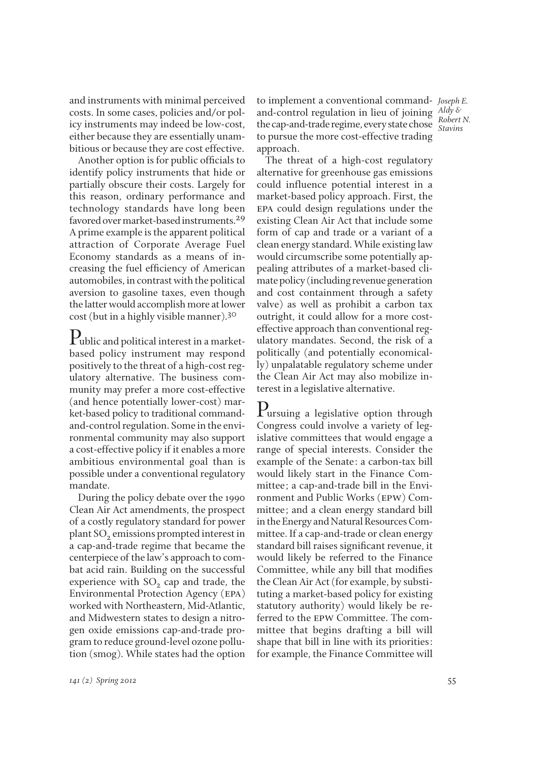and instruments with minimal perceived costs. In some cases, policies and/or policy instruments may indeed be low-cost, either because they are essentially unambitious or because they are cost effective.

Another option is for public officials to identify policy instruments that hide or partially obscure their costs. Largely for this reason, ordinary performance and technology standards have long been favored over market-based instruments.[29] A prime example is the apparent political attraction of Corporate Average Fuel Economy standards as a means of increasing the fuel efficiency of American automobiles, in contrast with the political aversion to gasoline taxes, even though the latter would accomplish more at lower cost (but in a highly visible manner).[30]

Public and political interest in a market-based policy instrument may respond positively to the threat of a high-cost regulatory alternative. The business community may prefer a more cost-effective (and hence potentially lower-cost) market-based policy to traditional command-and-control regulation. Some in the environmental community may also support a cost-effective policy if it enables a more ambitious environmental goal than is possible under a conventional regulatory mandate.

During the policy debate over the 1990 Clean Air Act amendments, the prospect of a costly regulatory standard for power plant $SO_2$ emissions prompted interest in a cap-and-trade regime that became the centerpiece of the law's approach to combat acid rain. Building on the successful experience with $SO_2$ cap and trade, the Environmental Protection Agency (EPA) worked with Northeastern, Mid-Atlantic, and Midwestern states to design a nitrogen oxide emissions cap-and-trade program to reduce ground-level ozone pollution (smog). While states had the option to implement a conventional command-and-control regulation in lieu of joining the cap-and-trade regime, every state chose to pursue the more cost-effective trading approach.

The threat of a high-cost regulatory alternative for greenhouse gas emissions could influence potential interest in a market-based policy approach. First, the EPA could design regulations under the existing Clean Air Act that include some form of cap and trade or a variant of a clean energy standard. While existing law would circumscribe some potentially appealing attributes of a market-based climate policy (including revenue generation and cost containment through a safety valve) as well as prohibit a carbon tax outright, it could allow for a more cost-effective approach than conventional regulatory mandates. Second, the risk of a politically (and potentially economically) unpalatable regulatory scheme under the Clean Air Act may also mobilize interest in a legislative alternative.

Pursuing a legislative option through Congress could involve a variety of legislative committees that would engage a range of special interests. Consider the example of the Senate: a carbon-tax bill would likely start in the Finance Committee; a cap-and-trade bill in the Environment and Public Works (EPW) Committee; and a clean energy standard bill in the Energy and Natural Resources Committee. If a cap-and-trade or clean energy standard bill raises significant revenue, it would likely be referred to the Finance Committee, while any bill that modifies the Clean Air Act (for example, by substituting a market-based policy for existing statutory authority) would likely be referred to the EPW Committee. The committee that begins drafting a bill will shape that bill in line with its priorities: for example, the Finance Committee will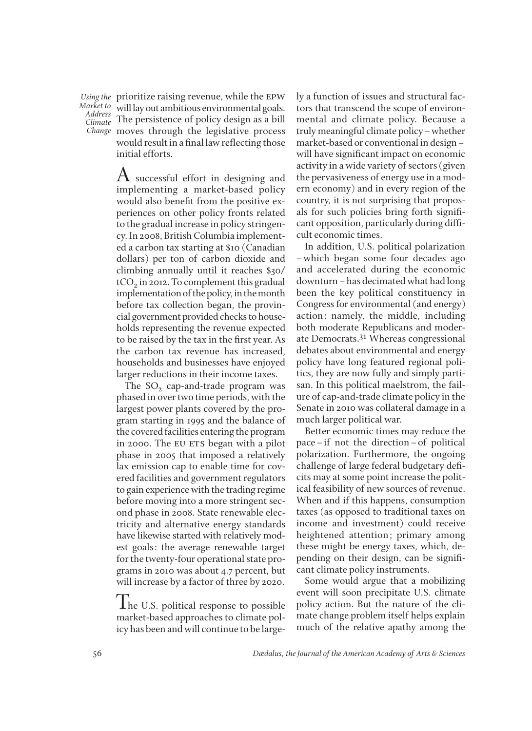prioritize raising revenue, while the EPW will lay out ambitious environmental goals. The persistence of policy design as a bill moves through the legislative process would result in a final law reflecting those initial efforts.

A successful effort in designing and implementing a market-based policy would also benefit from the positive experiences on other policy fronts related to the gradual increase in policy stringency. In 2008, British Columbia implemented a carbon tax starting at $10 (Canadian dollars) per ton of carbon dioxide and climbing annually until it reaches $30/t$CO_2$ in 2012. To complement this gradual implementation of the policy, in the month before tax collection began, the provincial government provided checks to households representing the revenue expected to be raised by the tax in the first year. As the carbon tax revenue has increased, households and businesses have enjoyed larger reductions in their income taxes.

The $SO_2$ cap-and-trade program was phased in over two time periods, with the largest power plants covered by the program starting in 1995 and the balance of the covered facilities entering the program in 2000. The EU ETS began with a pilot phase in 2005 that imposed a relatively lax emission cap to enable time for covered facilities and government regulators to gain experience with the trading regime before moving into a more stringent second phase in 2008. State renewable electricity and alternative energy standards have likewise started with relatively modest goals: the average renewable target for the twenty-four operational state programs in 2010 was about 4.7 percent, but will increase by a factor of three by 2020.

The U.S. political response to possible market-based approaches to climate policy has been and will continue to be largely a function of issues and structural factors that transcend the scope of environmental and climate policy. Because a truly meaningful climate policy – whether market-based or conventional in design – will have significant impact on economic activity in a wide variety of sectors (given the pervasiveness of energy use in a modern economy) and in every region of the country, it is not surprising that proposals for such policies bring forth significant opposition, particularly during difficult economic times.

In addition, U.S. political polarization – which began some four decades ago and accelerated during the economic downturn – has decimated what had long been the key political constituency in Congress for environmental (and energy) action: namely, the middle, including both moderate Republicans and moderate Democrats.[31] Whereas congressional debates about environmental and energy policy have long featured regional politics, they are now fully and simply partisan. In this political maelstrom, the failure of cap-and-trade climate policy in the Senate in 2010 was collateral damage in a much larger political war.

Better economic times may reduce the pace – if not the direction – of political polarization. Furthermore, the ongoing challenge of large federal budgetary deficits may at some point increase the political feasibility of new sources of revenue. When and if this happens, consumption taxes (as opposed to traditional taxes on income and investment) could receive heightened attention; primary among these might be energy taxes, which, depending on their design, can be significant climate policy instruments.

Some would argue that a mobilizing event will soon precipitate U.S. climate policy action. But the nature of the climate change problem itself helps explain much of the relative apathy among the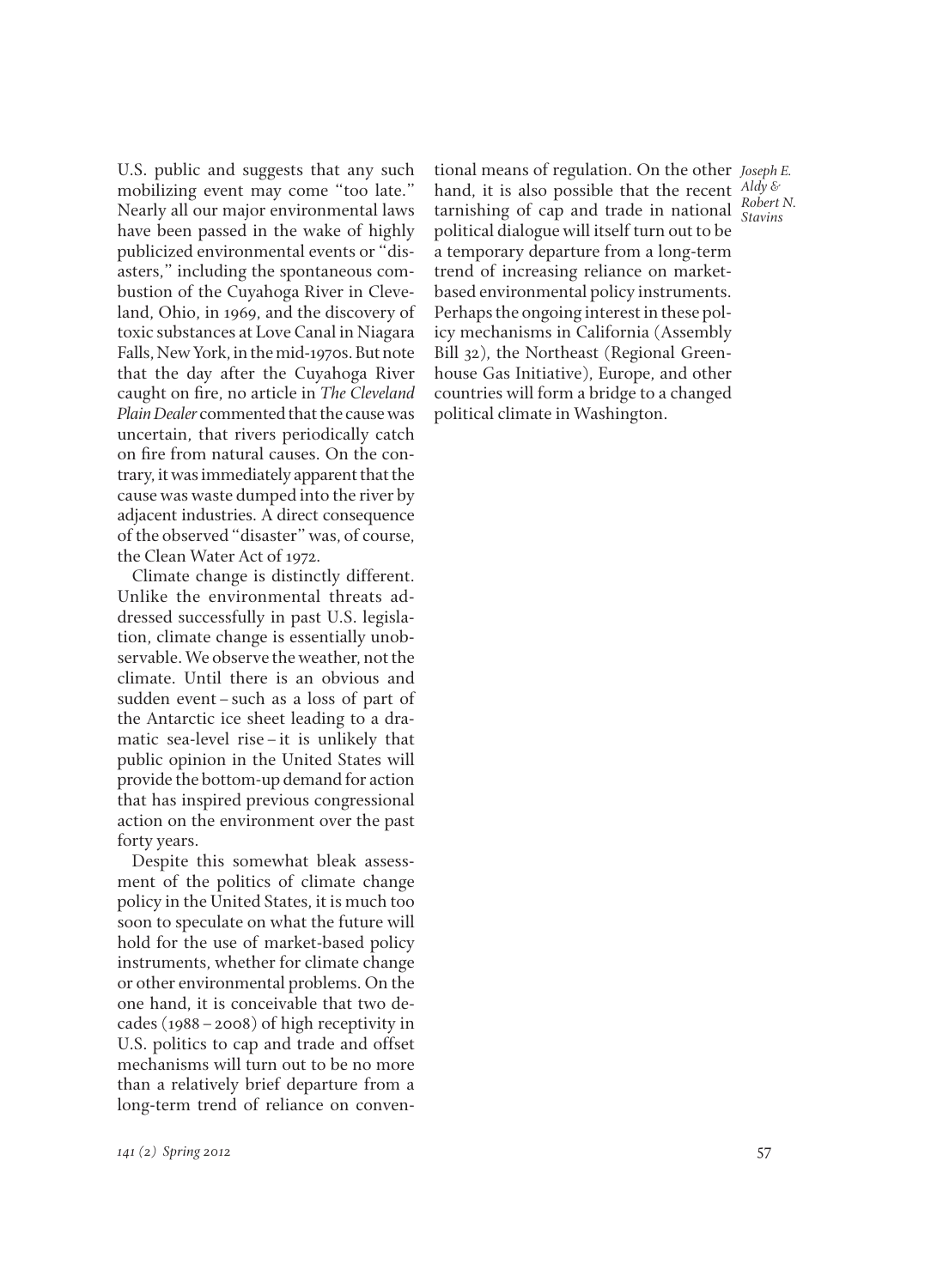U.S. public and suggests that any such mobilizing event may come "too late." Nearly all our major environmental laws have been passed in the wake of highly publicized environmental events or "disasters," including the spontaneous combustion of the Cuyahoga River in Cleveland, Ohio, in 1969, and the discovery of toxic substances at Love Canal in Niagara Falls, New York, in the mid-1970s. But note that the day after the Cuyahoga River caught on fire, no article in *The Cleveland Plain Dealer* commented that the cause was uncertain, that rivers periodically catch on fire from natural causes. On the contrary, it was immediately apparent that the cause was waste dumped into the river by adjacent industries. A direct consequence of the observed "disaster" was, of course, the Clean Water Act of 1972.

Climate change is distinctly different. Unlike the environmental threats addressed successfully in past U.S. legislation, climate change is essentially unobservable. We observe the weather, not the climate. Until there is an obvious and sudden event – such as a loss of part of the Antarctic ice sheet leading to a dramatic sea-level rise – it is unlikely that public opinion in the United States will provide the bottom-up demand for action that has inspired previous congressional action on the environment over the past forty years.

Despite this somewhat bleak assessment of the politics of climate change policy in the United States, it is much too soon to speculate on what the future will hold for the use of market-based policy instruments, whether for climate change or other environmental problems. On the one hand, it is conceivable that two decades (1988 – 2008) of high receptivity in U.S. politics to cap and trade and offset mechanisms will turn out to be no more than a relatively brief departure from a long-term trend of reliance on conventional means of regulation. On the other hand, it is also possible that the recent tarnishing of cap and trade in national political dialogue will itself turn out to be a temporary departure from a long-term trend of increasing reliance on market-based environmental policy instruments. Perhaps the ongoing interest in these policy mechanisms in California (Assembly Bill 32), the Northeast (Regional Greenhouse Gas Initiative), Europe, and other countries will form a bridge to a changed political climate in Washington.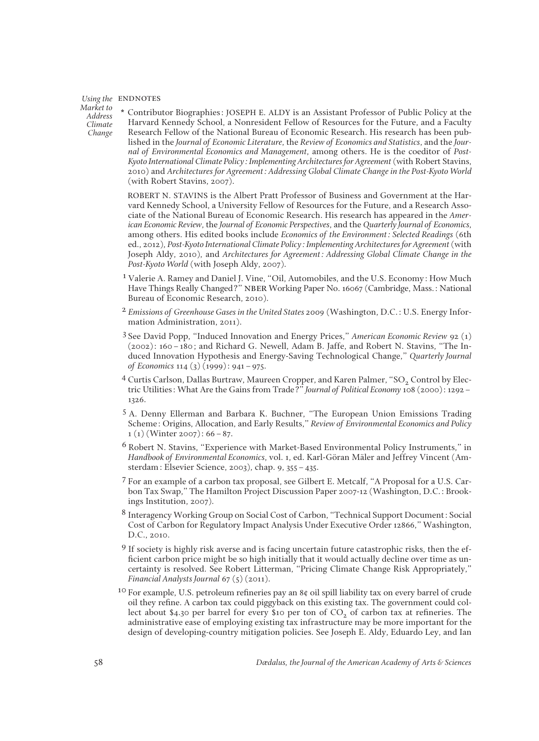## ENDNOTES

\* Contributor Biographies: JOSEPH E. ALDY is an Assistant Professor of Public Policy at the Harvard Kennedy School, a Nonresident Fellow of Resources for the Future, and a Faculty Research Fellow of the National Bureau of Economic Research. His research has been published in the *Journal of Economic Literature*, the *Review of Economics and Statistics*, and the *Journal of Environmental Economics and Management*, among others. He is the coeditor of *Post-Kyoto International Climate Policy: Implementing Architectures for Agreement* (with Robert Stavins, 2010) and *Architectures for Agreement: Addressing Global Climate Change in the Post-Kyoto World* (with Robert Stavins, 2007).

ROBERT N. STAVINS is the Albert Pratt Professor of Business and Government at the Harvard Kennedy School, a University Fellow of Resources for the Future, and a Research Associate of the National Bureau of Economic Research. His research has appeared in the *American Economic Review*, the *Journal of Economic Perspectives*, and the *Quarterly Journal of Economics*, among others. His edited books include *Economics of the Environment: Selected Readings* (6th ed., 2012), *Post-Kyoto International Climate Policy: Implementing Architectures for Agreement* (with Joseph Aldy, 2010), and *Architectures for Agreement: Addressing Global Climate Change in the Post-Kyoto World* (with Joseph Aldy, 2007).

1 Valerie A. Ramey and Daniel J. Vine, "Oil, Automobiles, and the U.S. Economy: How Much Have Things Really Changed?" NBER Working Paper No. 16067 (Cambridge, Mass.: National Bureau of Economic Research, 2010).

2 *Emissions of Greenhouse Gases in the United States* 2009 (Washington, D.C.: U.S. Energy Information Administration, 2011).

3 See David Popp, "Induced Innovation and Energy Prices," *American Economic Review* 92 (1) (2002): 160–180; and Richard G. Newell, Adam B. Jaffe, and Robert N. Stavins, "The Induced Innovation Hypothesis and Energy-Saving Technological Change," *Quarterly Journal of Economics* 114 (3) (1999): 941–975.

4 Curtis Carlson, Dallas Burtraw, Maureen Cropper, and Karen Palmer, "$SO_2$ Control by Electric Utilities: What Are the Gains from Trade?" *Journal of Political Economy* 108 (2000): 1292–1326.

5 A. Denny Ellerman and Barbara K. Buchner, "The European Union Emissions Trading Scheme: Origins, Allocation, and Early Results," *Review of Environmental Economics and Policy* 1 (1) (Winter 2007): 66–87.

6 Robert N. Stavins, "Experience with Market-Based Environmental Policy Instruments," in *Handbook of Environmental Economics*, vol. 1, ed. Karl-Göran Mäler and Jeffrey Vincent (Amsterdam: Elsevier Science, 2003), chap. 9, 355–435.

7 For an example of a carbon tax proposal, see Gilbert E. Metcalf, "A Proposal for a U.S. Carbon Tax Swap," The Hamilton Project Discussion Paper 2007-12 (Washington, D.C.: Brookings Institution, 2007).

8 Interagency Working Group on Social Cost of Carbon, "Technical Support Document: Social Cost of Carbon for Regulatory Impact Analysis Under Executive Order 12866," Washington, D.C., 2010.

9 If society is highly risk averse and is facing uncertain future catastrophic risks, then the efficient carbon price might be so high initially that it would actually decline over time as uncertainty is resolved. See Robert Litterman, "Pricing Climate Change Risk Appropriately," *Financial Analysts Journal* 67 (5) (2011).

10 For example, U.S. petroleum refineries pay an 8¢ oil spill liability tax on every barrel of crude oil they refine. A carbon tax could piggyback on this existing tax. The government could collect about \$4.30 per barrel for every \$10 per ton of $CO_2$ of carbon tax at refineries. The administrative ease of employing existing tax infrastructure may be more important for the design of developing-country mitigation policies. See Joseph E. Aldy, Eduardo Ley, and Ian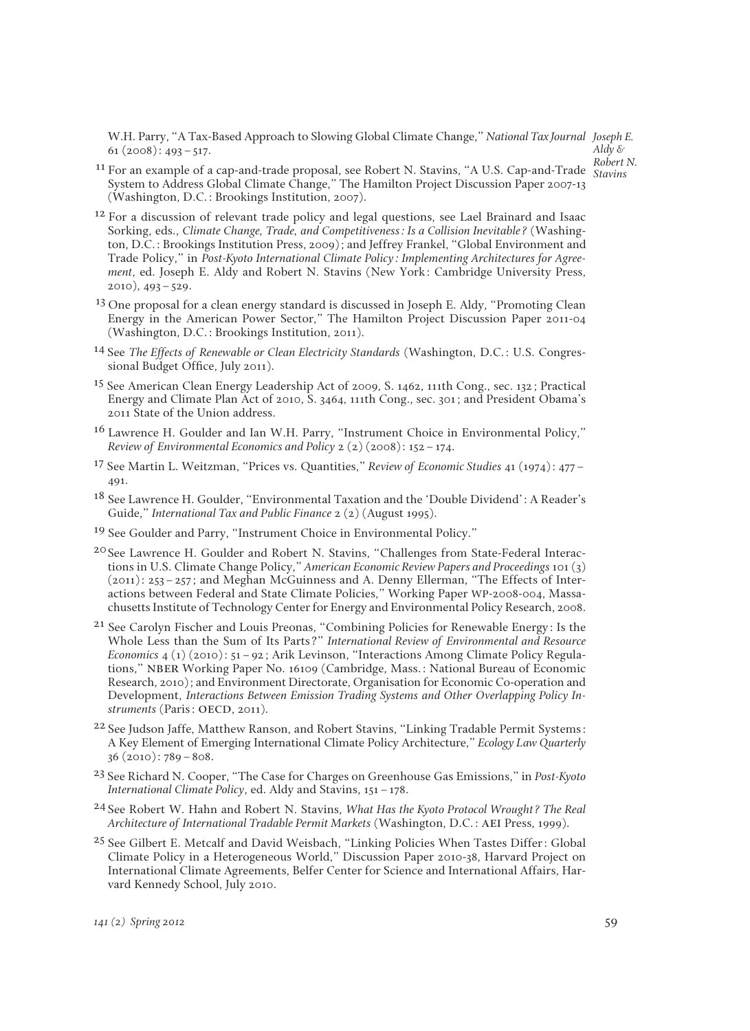W.H. Parry, "A Tax-Based Approach to Slowing Global Climate Change," *National Tax Journal* 61 (2008): 493 – 517.

[11] For an example of a cap-and-trade proposal, see Robert N. Stavins, "A U.S. Cap-and-Trade System to Address Global Climate Change," The Hamilton Project Discussion Paper 2007-13 (Washington, D.C.: Brookings Institution, 2007).

[12] For a discussion of relevant trade policy and legal questions, see Lael Brainard and Isaac Sorking, eds., *Climate Change, Trade, and Competitiveness: Is a Collision Inevitable?* (Washington, D.C.: Brookings Institution Press, 2009); and Jeffrey Frankel, "Global Environment and Trade Policy," in *Post-Kyoto International Climate Policy: Implementing Architectures for Agreement*, ed. Joseph E. Aldy and Robert N. Stavins (New York: Cambridge University Press, 2010), 493 – 529.

[13] One proposal for a clean energy standard is discussed in Joseph E. Aldy, "Promoting Clean Energy in the American Power Sector," The Hamilton Project Discussion Paper 2011-04 (Washington, D.C.: Brookings Institution, 2011).

[14] See *The Effects of Renewable or Clean Electricity Standards* (Washington, D.C.: U.S. Congressional Budget Office, July 2011).

[15] See American Clean Energy Leadership Act of 2009, S. 1462, 111th Cong., sec. 132; Practical Energy and Climate Plan Act of 2010, S. 3464, 111th Cong., sec. 301; and President Obama's 2011 State of the Union address.

[16] Lawrence H. Goulder and Ian W.H. Parry, "Instrument Choice in Environmental Policy," *Review of Environmental Economics and Policy* 2 (2) (2008): 152 – 174.

[17] See Martin L. Weitzman, "Prices vs. Quantities," *Review of Economic Studies* 41 (1974): 477 – 491.

[18] See Lawrence H. Goulder, "Environmental Taxation and the 'Double Dividend': A Reader's Guide," *International Tax and Public Finance* 2 (2) (August 1995).

[19] See Goulder and Parry, "Instrument Choice in Environmental Policy."

[20] See Lawrence H. Goulder and Robert N. Stavins, "Challenges from State-Federal Interactions in U.S. Climate Change Policy," *American Economic Review Papers and Proceedings* 101 (3) (2011): 253 – 257; and Meghan McGuinness and A. Denny Ellerman, "The Effects of Interactions between Federal and State Climate Policies," Working Paper WP-2008-004, Massachusetts Institute of Technology Center for Energy and Environmental Policy Research, 2008.

[21] See Carolyn Fischer and Louis Preonas, "Combining Policies for Renewable Energy: Is the Whole Less than the Sum of Its Parts?" *International Review of Environmental and Resource Economics* 4 (1) (2010): 51 – 92; Arik Levinson, "Interactions Among Climate Policy Regulations," NBER Working Paper No. 16109 (Cambridge, Mass.: National Bureau of Economic Research, 2010); and Environment Directorate, Organisation for Economic Co-operation and Development, *Interactions Between Emission Trading Systems and Other Overlapping Policy Instruments* (Paris: OECD, 2011).

[22] See Judson Jaffe, Matthew Ranson, and Robert Stavins, "Linking Tradable Permit Systems: A Key Element of Emerging International Climate Policy Architecture," *Ecology Law Quarterly* 36 (2010): 789 – 808.

[23] See Richard N. Cooper, "The Case for Charges on Greenhouse Gas Emissions," in *Post-Kyoto International Climate Policy*, ed. Aldy and Stavins, 151 – 178.

[24] See Robert W. Hahn and Robert N. Stavins, *What Has the Kyoto Protocol Wrought? The Real Architecture of International Tradable Permit Markets* (Washington, D.C.: AEI Press, 1999).

[25] See Gilbert E. Metcalf and David Weisbach, "Linking Policies When Tastes Differ: Global Climate Policy in a Heterogeneous World," Discussion Paper 2010-38, Harvard Project on International Climate Agreements, Belfer Center for Science and International Affairs, Harvard Kennedy School, July 2010.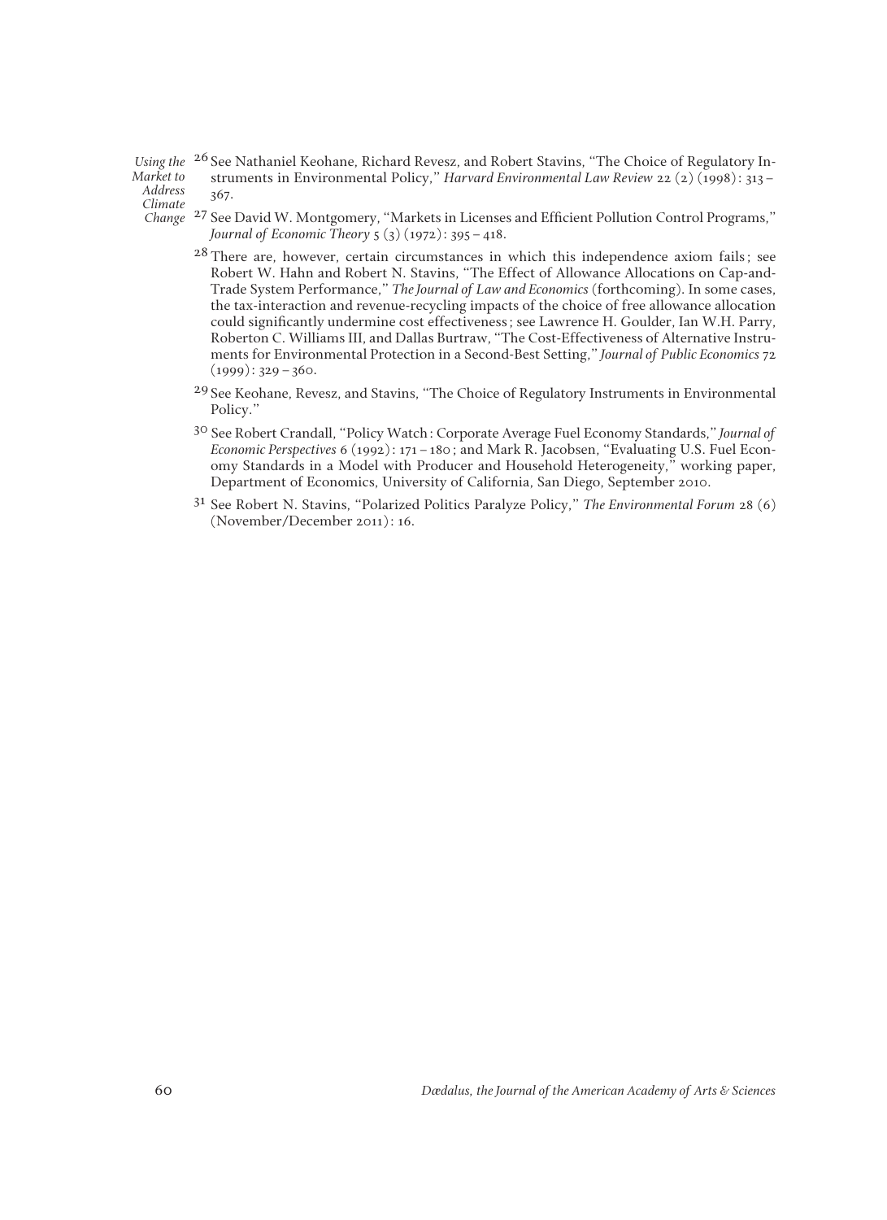[26] See Nathaniel Keohane, Richard Revesz, and Robert Stavins, "The Choice of Regulatory Instruments in Environmental Policy," *Harvard Environmental Law Review* 22 (2) (1998): 313–367.

[27] See David W. Montgomery, "Markets in Licenses and Efficient Pollution Control Programs," *Journal of Economic Theory* 5 (3) (1972): 395–418.

[28] There are, however, certain circumstances in which this independence axiom fails; see Robert W. Hahn and Robert N. Stavins, "The Effect of Allowance Allocations on Cap-and-Trade System Performance," *The Journal of Law and Economics* (forthcoming). In some cases, the tax-interaction and revenue-recycling impacts of the choice of free allowance allocation could significantly undermine cost effectiveness; see Lawrence H. Goulder, Ian W.H. Parry, Roberton C. Williams III, and Dallas Burtraw, "The Cost-Effectiveness of Alternative Instruments for Environmental Protection in a Second-Best Setting," *Journal of Public Economics* 72 (1999): 329–360.

[29] See Keohane, Revesz, and Stavins, "The Choice of Regulatory Instruments in Environmental Policy."

[30] See Robert Crandall, "Policy Watch: Corporate Average Fuel Economy Standards," *Journal of Economic Perspectives* 6 (1992): 171–180; and Mark R. Jacobsen, "Evaluating U.S. Fuel Economy Standards in a Model with Producer and Household Heterogeneity," working paper, Department of Economics, University of California, San Diego, September 2010.

[31] See Robert N. Stavins, "Polarized Politics Paralyze Policy," *The Environmental Forum* 28 (6) (November/December 2011): 16.